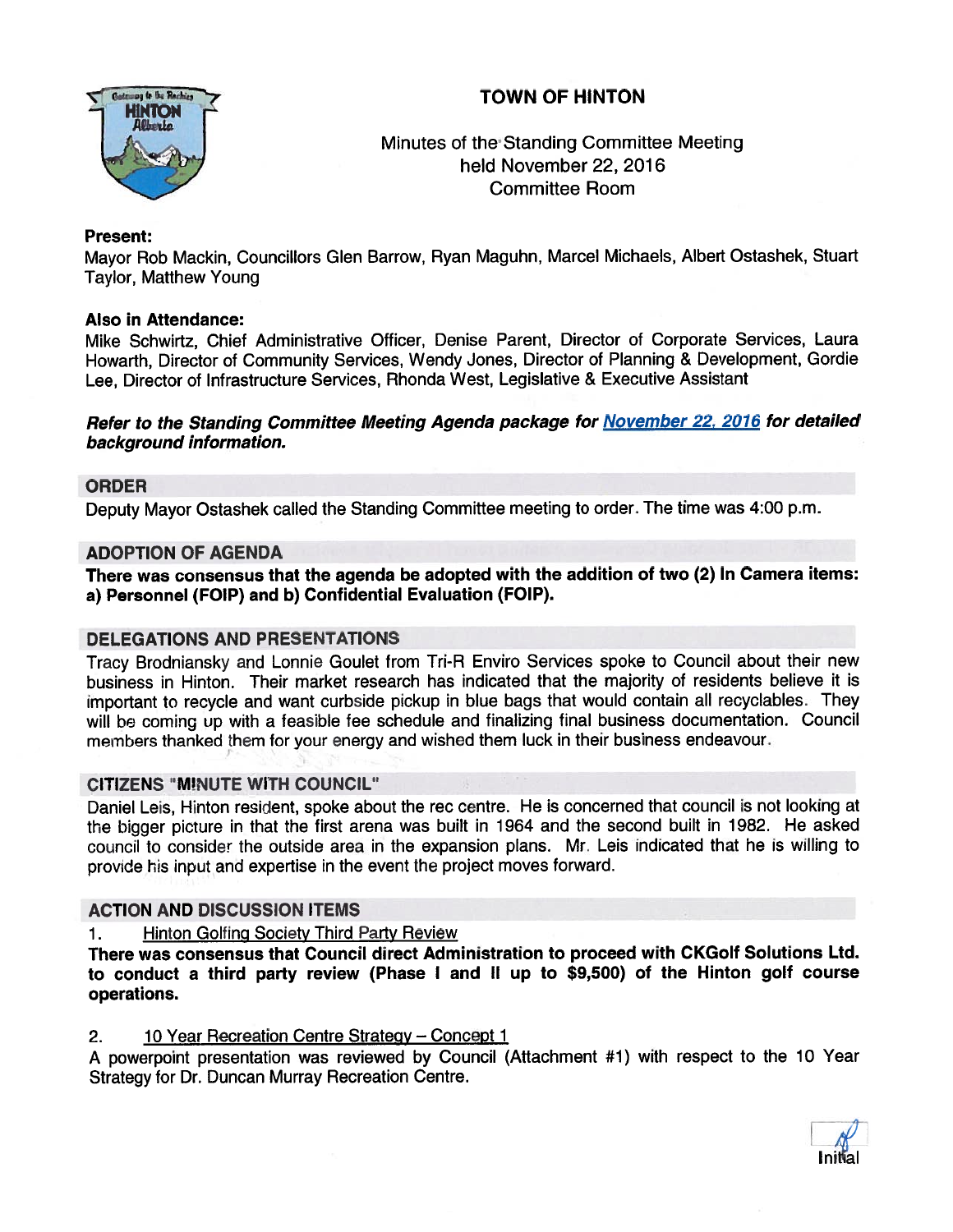# TOWN OF HINTON

Minutes of the Standing Committee Meeting
held November 22, 2016
Committee Room

**Present:**
Mayor Rob Mackin, Councillors Glen Barrow, Ryan Maguhn, Marcel Michaels, Albert Ostashek, Stuart Taylor, Matthew Young

**Also in Attendance:**
Mike Schwirtz, Chief Administrative Officer, Denise Parent, Director of Corporate Services, Laura Howarth, Director of Community Services, Wendy Jones, Director of Planning & Development, Gordie Lee, Director of Infrastructure Services, Rhonda West, Legislative & Executive Assistant

***Refer to the Standing Committee Meeting Agenda package for November 22, 2016 for detailed background information.***

## ORDER

Deputy Mayor Ostashek called the Standing Committee meeting to order. The time was 4:00 p.m.

## ADOPTION OF AGENDA

**There was consensus that the agenda be adopted with the addition of two (2) In Camera items: a) Personnel (FOIP) and b) Confidential Evaluation (FOIP).**

## DELEGATIONS AND PRESENTATIONS

Tracy Brodniansky and Lonnie Goulet from Tri-R Enviro Services spoke to Council about their new business in Hinton. Their market research has indicated that the majority of residents believe it is important to recycle and want curbside pickup in blue bags that would contain all recyclables. They will be coming up with a feasible fee schedule and finalizing final business documentation. Council members thanked them for your energy and wished them luck in their business endeavour.

## CITIZENS "MINUTE WITH COUNCIL"

Daniel Leis, Hinton resident, spoke about the rec centre. He is concerned that council is not looking at the bigger picture in that the first arena was built in 1964 and the second built in 1982. He asked council to consider the outside area in the expansion plans. Mr. Leis indicated that he is willing to provide his input and expertise in the event the project moves forward.

## ACTION AND DISCUSSION ITEMS

1. Hinton Golfing Society Third Party Review

**There was consensus that Council direct Administration to proceed with CKGolf Solutions Ltd. to conduct a third party review (Phase I and II up to $9,500) of the Hinton golf course operations.**

2. 10 Year Recreation Centre Strategy – Concept 1

A powerpoint presentation was reviewed by Council (Attachment #1) with respect to the 10 Year Strategy for Dr. Duncan Murray Recreation Centre.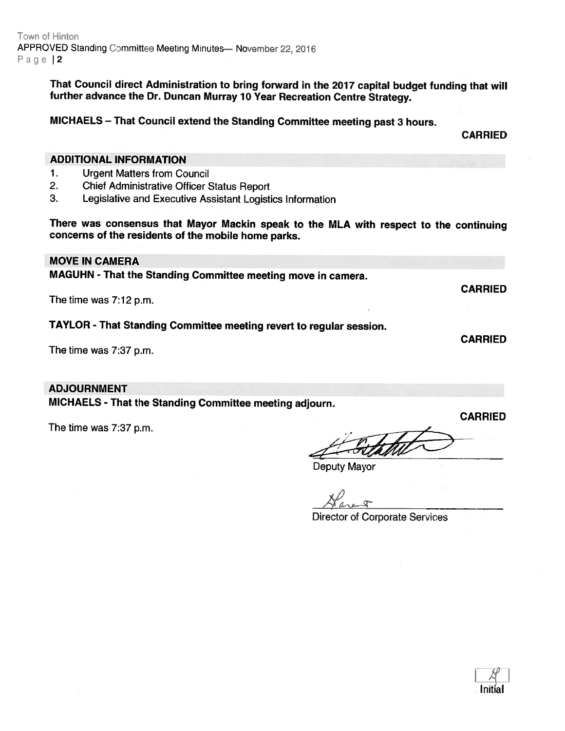**That Council direct Administration to bring forward in the 2017 capital budget funding that will further advance the Dr. Duncan Murray 10 Year Recreation Centre Strategy.**

**MICHAELS – That Council extend the Standing Committee meeting past 3 hours.**

**CARRIED**

## ADDITIONAL INFORMATION

1. Urgent Matters from Council
2. Chief Administrative Officer Status Report
3. Legislative and Executive Assistant Logistics Information

**There was consensus that Mayor Mackin speak to the MLA with respect to the continuing concerns of the residents of the mobile home parks.**

## MOVE IN CAMERA

**MAGUHN - That the Standing Committee meeting move in camera.**

**CARRIED**

The time was 7:12 p.m.

**TAYLOR - That Standing Committee meeting revert to regular session.**

**CARRIED**

The time was 7:37 p.m.

## ADJOURNMENT

**MICHAELS - That the Standing Committee meeting adjourn.**

**CARRIED**

The time was 7:37 p.m.

Deputy Mayor

Director of Corporate Services

Initial